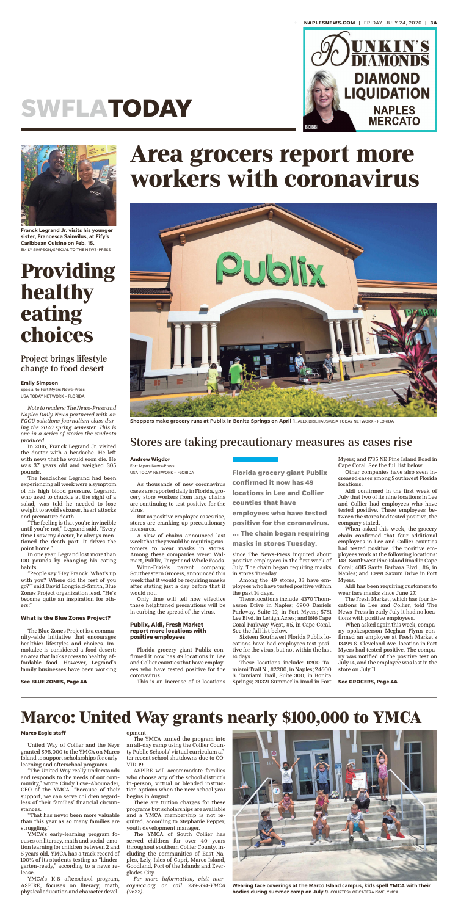# SWFLATODAY

Franck Legrand Jr. visits his younger sister, Francesca Sainvilus, at Fify's Caribbean Cuisine on Feb. 15. EMILY SIMPSON/SPECIAL TO THE NEWS-PRESS

## Providing healthy eating choices

### Project brings lifestyle change to food desert

**Emily Simpson**
Special to Fort Myers News-Press
USA TODAY NETWORK – FLORIDA

*Note to readers: The News-Press and Naples Daily News partnered with an FGCU solutions journalism class during the 2020 spring semester. This is one in a series of stories the students produced.*

In 2016, Franck Legrand Jr. visited the doctor with a headache. He left with news that he would soon die. He was 37 years old and weighed 305 pounds.

The headaches Legrand had been experiencing all week were a symptom of his high blood pressure. Legrand, who used to chuckle at the sight of a salad, was told he needed to lose weight to avoid seizures, heart attacks and premature death.

"The feeling is that you're invincible until you're not," Legrand said. "Every time I saw my doctor, he always mentioned the death part. It drives the point home."

In one year, Legrand lost more than 100 pounds by changing his eating habits.

"People say 'Hey Franck. What's up with you? Where did the rest of you go?'" said David Longfield-Smith, Blue Zones Project organization lead. "He's become quite an inspiration for others."

#### What is the Blue Zones Project?

The Blue Zones Project is a community-wide initiative that encourages healthier lifestyles and choices. Immokalee is considered a food desert: an area that lacks access to healthy, affordable food. However, Legrand's family businesses have been working

**See BLUE ZONES, Page 4A**

## Area grocers report more workers with coronavirus

Shoppers make grocery runs at Publix in Bonita Springs on April 1. ALEX DRIEHAUS/USA TODAY NETWORK - FLORIDA

### Stores are taking precautionary measures as cases rise

**Andrew Wigdor**
Fort Myers News-Press
USA TODAY NETWORK – FLORIDA

As thousands of new coronavirus cases are reported daily in Florida, grocery store workers from large chains are continuing to test positive for the virus.

But as positive employee cases rise, stores are cranking up precautionary measures.

A slew of chains announced last week that they would be requiring customers to wear masks in stores. Among these companies were: Walmart, Publix, Target and Whole Foods.

Winn-Dixie's parent company, Southeastern Grocers, announced this week that it would be requiring masks after stating just a day before that it would not.

Only time will tell how effective these heightened precautions will be in curbing the spread of the virus.

#### Publix, Aldi, Fresh Market report more locations with positive employees

Florida grocery giant Publix confirmed it now has 49 locations in Lee and Collier counties that have employees who have tested positive for the coronavirus.

This is an increase of 13 locations since The News-Press inquired about positive employees in the first week of July. The chain began requiring masks in stores Tuesday.

**Florida grocery giant Publix confirmed it now has 49 locations in Lee and Collier counties that have employees who have tested positive for the coronavirus. ... The chain began requiring masks in stores Tuesday.**

Among the 49 stores, 33 have employees who have tested positive within the past 14 days.

These locations include: 4370 Thomasson Drive in Naples; 6900 Daniels Parkway, Suite 19, in Fort Myers; 5781 Lee Blvd. in Lehigh Acres; and 1616 Cape Coral Parkway West, #5, in Cape Coral. See the full list below.

Sixteen Southwest Florida Publix locations have had employees test positive for the virus, but not within the last 14 days.

These locations include: 11200 Tamiami Trail N., #2200, in Naples; 24600 S. Tamiami Trail, Suite 300, in Bonita Springs; 20321 Summerlin Road in Fort Myers; and 1735 NE Pine Island Road in Cape Coral. See the full list below.

Other companies have also seen increased cases among Southwest Florida locations.

Aldi confirmed in the first week of July that two of its nine locations in Lee and Collier had employees who have tested positive. Three employees between the stores had tested positive, the company stated.

When asked this week, the grocery chain confirmed that four additional employees in Lee and Collier counties had tested positive. The positive employees work at the following locations: 1481 Southwest Pine Island Road in Cape Coral; 4015 Santa Barbara Blvd., #6, in Naples; and 10991 Saxum Drive in Fort Myers.

Aldi has been requiring customers to wear face masks since June 27.

The Fresh Market, which has four locations in Lee and Collier, told The News-Press in early July it had no locations with positive employees.

When asked again this week, company spokesperson Meghan Flynn confirmed an employee at Fresh Market's 13499 S. Cleveland Ave. location in Fort Myers had tested positive. The company was notified of the positive test on July 14, and the employee was last in the store on July 11.

**See GROCERS, Page 4A**

## Marco: United Way grants nearly $100,000 to YMCA

**Marco Eagle staff**

United Way of Collier and the Keys granted $98,000 to the YMCA on Marco Island to support scholarships for early-learning and afterschool programs.

"The United Way really understands and responds to the needs of our community," wrote Cindy Love-Abounader, CEO of the YMCA. "Because of their support, we can serve children regardless of their families' financial circumstances.

"That has never been more valuable than this year as so many families are struggling."

YMCA's early-learning program focuses on literacy, math and social-emotion learning for children between 2 and 5 years old. YMCA has a track record of 100% of its students testing as "kindergarten-ready," according to a news release.

YMCA's K-8 afterschool program, ASPIRE, focuses on literacy, math, physical education and character development.

The YMCA turned the program into an all-day camp using the Collier County Public Schools' virtual curriculum after recent school shutdowns due to COVID-19.

ASPIRE will accommodate families who choose any of the school district's in-person, virtual or blended instruction options when the new school year begins in August.

There are tuition charges for these programs but scholarships are available and a YMCA membership is not required, according to Stephanie Pepper, youth development manager.

The YMCA of South Collier has served children for over 40 years throughout southern Collier County, including the communities of East Naples, Lely, Isles of Capri, Marco Island, Goodland, Port of the Islands and Everglades City.

*For more information, visit marcoymca.org or call 239-394-YMCA (9622).*

**Wearing face coverings at the Marco Island campus, kids spell YMCA with their bodies during summer camp on July 9.** COURTESY OF CATERA ISME, YMCA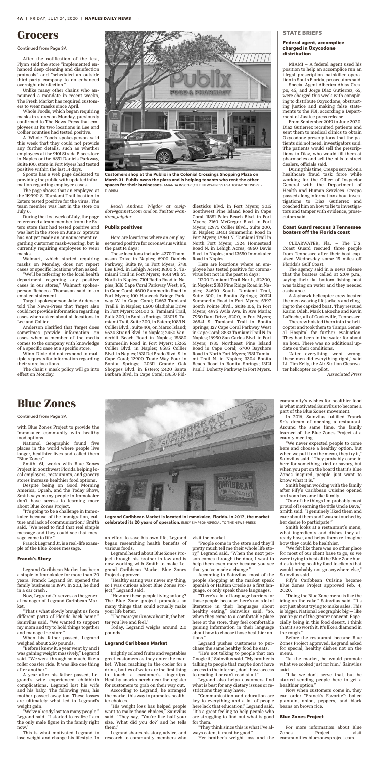# Grocers

Continued from Page 3A

After the notification of the test, Flynn said the store "implemented enhanced deep cleaning and disinfection protocols" and "scheduled an outside third-party company to do enhanced overnight disinfection."

Unlike many other chains who announced a mandate in recent weeks, The Fresh Market has required customers to wear masks since April.

Whole Foods, which began requiring masks in stores on Monday, previously confirmed to The News-Press that employees at its two locations in Lee and Collier counties had tested positive.

A Whole Foods spokesperson said this week that they could not provide any further details, such as whether employees at the 9101 Strada Place store in Naples or the 6891 Daniels Parkway, Suite 100, store in Fort Myers had tested positive within the last 14 days.

Spouts has a web page dedicated to providing the public with updated information regarding employee cases.

The page shows that an employee at the 119990 S. Tamiami Trail location in Estero tested positive for the virus. The team member was last in the store on July 6.

During the first week of July, the page referenced a team member from the Estero store that had tested positive and was last in the store on June 17. Sprouts has not yet made an announcement regarding customer mask-wearing, but is currently requiring employees to wear masks.

Walmart, which started requiring masks on Monday, does not report cases or specific locations when asked.

"We'll be referring to the local health department regarding any positive cases in our stores," Walmart spokesperson Rebecca Thomason said in an emailed statement.

Target spokesperson Jake Anderson told The News-Press that Target also could not provide information regarding cases when asked about all locations in Lee and Collier.

Anderson clarified that Target does sometimes provide information on cases when a member of the media comes to the company with knowledge of a specific case at a specific store.

Winn-Dixie did not respond to multiple requests for information regarding their store locations.

The chain's mask policy will go into effect on Monday.

**Customers shop at the Publix in the Colonial Crossings Shopping Plaza on March 31. Publix owns the plaza and is helping tenants who rent the other spaces for their businesses.** AMANDA INSCORE/THE NEWS-PRESS USA TODAY NETWORK - FLORIDA

*Reach Andrew Wigdor at awigdor@gannett.com and on Twitter @andrew_wigdor*

### Publix positives

Here are locations where an employee tested positive for coronavirus within the past 14 days:

These locations include: 4370 Thomasson Drive in Naples; 6900 Daniels Parkway, Suite 19, in Fort Myers; 5781 Lee Blvd. in Lehigh Acres; 19100 S. Tamiami Trail in Fort Myers; 4601 9th St. North in Naples; 7101 Radio Road in Naples; 1616 Cape Coral Parkway West, #5, in Cape Coral; 4600 Summerlin Road in Fort Myers; 100 Hancock Bridge Parkway W. in Cape Coral; 12663 Tamiami Trail E. in Naples; 11600 Gladiolus Drive in Fort Myers; 24600 S. Tamiami Trail, Suite 300, in Bonita Springs; 21301 S. Tamiami Trail, Suite 200, in Estero; 1089 N. Collier Blvd., Suite 401, on Marco Island; 5624 Strand Blvd. in Naples; 2450 Vanderbilt Beach Road in Naples; 15880 Summerlin Road in Fort Myers; 15265 Collier Blvd. in Naples; 8585 Collier Blvd. in Naples; 1631 Del Prado Blvd. S. in Cape Coral; 12900 Trade Way Four in Bonita Springs; 20311 Grande Oak Shoppes Blvd. in Estero; 2420 Santa Barbara Blvd. in Cape Coral; 13650 Fiddlesticks Blvd. in Fort Myers; 3015 Southwest Pine Island Road in Cape Coral; 11851 Palm Beach Blvd. in Fort Myers; 2160 McGregor Blvd. in Fort Myers; 12975 Collier Blvd., Suite 200, in Naples; 13401 Summerlin Road in Fort Myers; 17960 N. Tamiami Trail in North Fort Myers; 1324 Homestead Road N. in Lehigh Acres; 4860 Davis Blvd. in Naples; and 13550 Immokalee Road in Naples.

Here are locations where an employee has tested positive for coronavirus but not in the past 14 days:

11200 Tamiami Trail North, #2200, in Naples; 2310 Pine Ridge Road in Naples; 24600 South Tamiami Trail, Suite 300, in Bonita Springs; 20321 Summerlin Road in Fort Myers; 5997 South Pointe Blvd., Suite 106, in Fort Myers; 4975 Avila Ave. in Ave Maria; 7950 Dani Drive, #200, in Fort Myers; 26841 S. Tamiami Trail in Bonita Springs; 127 Cape Coral Parkway West in Cape Coral; 8833 Tamiami Trail N. in Naples; 16950 San Carlos Blvd. in Fort Myers; 1735 Northeast Pine Island Road in Cape Coral; 6700 Bayshore Road in North Fort Myers; 1981 Tamiami Trail N. in Naples; 3304 Bonita Beach Road in Bonita Springs; 13121 Paul J. Doherty Parkway in Fort Myers.

## STATE BRIEFS

### Federal agent, accomplice charged in Oxycodone distribution

MIAMI – A federal agent used his position to help an accomplice run an illegal prescription painkiller operation in South Florida, prosecutors said.

Special Agent Alberico Ahias Crespo, 45, and Jorge Diaz Gutierrez, 65, were charged this week with conspiring to distribute Oxycodone, obstructing justice and making false statements to the FBI, according a Department of Justice press release.

From September 2019 to June 2020, Diaz Gutierrez recruited patients and sent them to medical clinics to obtain Oxycodone prescriptions that the patients did not need, investigators said. The patients would sell the prescriptions to Diaz, who would fill them at pharmacies and sell the pills to street dealers, officials said.

During this time, Crespo served on a healthcare fraud task force while working for the Office of Inspector General with the Department of Health and Human Services. Crespo passed along information about investigations to Diaz Gutierrez and coached him on how to lie to investigators and tamper with evidence, prosecutors said.

### Coast Guard rescues 3 Tennessee boaters off the Florida coast

CLEARWATER, Fla. – The U.S. Coast Guard rescued three people from Tennessee after their boat capsized Wednesday some 15 miles off Florida's Gulf Coast.

The agency said in a news release that the boaters called at 2:09 p.m., saying their flat bottom fishing boat was taking on water and they needed assistance.

A Jayhawk helicopter crew located the men wearing life jackets and clinging to the capsized boat. They rescued Karim Odeh, Mark LaRoche and Kevin LaRoche, all of Cookeville, Tennessee.

The crew hoisted them into the helicopter and took them to Tampa General Hospital for further evaluation. They had been in the water for about an hour. There was no additional update on their conditions.

"After everything went wrong, these men did everything right," said Lt. Tim Keily, the Air Station Clearwater helicopter co-pilot.

*Associated Press*

# Blue Zones

Continued from Page 3A

with Blue Zones Project to provide the Immokalee community with healthy food options.

National Geographic found five places in the world where people live longer, healthier lives and called them "Blue Zones".

Smith, 61, works with Blue Zones Project in Southwest Florida helping local employers, restaurants, and grocery stores increase healthier food options.

Despite being on Good Morning America, Oprah, and the Today Show, Smith says many people in Immokalee don't have access to learning more about Blue Zones Project.

"It's going to be a challenge in Immokalee because of the immigration, culture and lack of communication," Smith said. "We need to find that real simple message and they could see that message come to life."

Franck Legrand Jr. is a real-life example of the Blue Zones message.

### Franck's Story

Legrand Caribbean Market has been a staple in Immokalee for more than 20 years. Franck Legrand Sr. opened the family business in 1997. In 2011, he died in a car crash .

Now, Legrand Jr. serves as the general manager of Legrand Caribbean Market.

"That's what slowly brought us from different parts of Florida back home," Sainvilus said. "We wanted to support my mom and try to hold things together and manage the store."

When his father passed, Legrand weighed about 250 pounds.

"Before I knew it, a year went by and I was gaining weight massively," Legrand said. "We went through so much, like a roller coaster ride. It was like one thing after another."

A year after his father passed, Legrand's wife experienced childbirth complications. Legrand lost his wife and his baby. The following year, his mother passed away too. These losses are ultimately what led to Legrand's weight gain.

"We've already lost too many people," Legrand said. "I started to realize I am the only male figure in the family right now."

This is what motivated Legrand to lose weight and change his lifestyle. In an effort to save his own life, Legrand began researching health benefits of various foods.

Legrand heard about Blue Zones Project through his brother-in-law and is now working with Smith to make Legrand Caribbean Market Blue Zones Project approved.

"Healthy eating was never my thing, so I was curious about Blue Zones Project," Legrand said.

"How are these people living so long? The Blue Zone project promotes so many things that could actually make your life better.

"The more you know about it, the better you live and feel."

Today, Legrand weighs around 210 pounds.

**Legrand Caribbean Market is located in Immokalee, Florida. In 2017, the market celebrated its 20 years of operation.** EMILY SIMPSON/SPECIAL TO THE NEWS-PRESS

### Legrand Caribbean Market

Brightly colored fruits and vegetables greet customers as they enter the market. When reaching in the cooler for a drink, bottles of water are the first thing to touch a customer's fingertips. Healthy snacks perch near the register for customers to grab on their way out.

According to Legrand, he arranged the market this way to promote healthier choices.

"His weight loss has helped people want to make those choices," Sainvilus said. "They say, "You're like half your size. What did you do?' and he tells them."

Legrand shares his story, advice, and research to community members who visit the market.

"People come in the store and they'll pretty much tell me their whole life story," Legrand said. "When the next person comes through the door, I want to help them even more because you see that you've made a change."

According to Sainvilus, most of the people shopping at the market speak Spanish or Haitian Creole as a first language, or only speak those languages.

"There's a lot of language barriers for those people, because there's not a lot of literature in their languages about healthy eating," Sainvilus said. "So, when they come to a comfortable place here at the store, they feel comfortable gaining information in their language about how to choose those healthier options."

Legrand pushes customers to purchase the same healthy food he eats.

"He's not talking to people that can Google it," Sainvilus said. "My brother is talking to people that maybe don't have access to the internet, don't have access to reading it or can't read at all."

Legrand also helps customers find what is best for any dietary issues or restrictions they may have.

"Communication and education are key to everything and a lot of people here lack that education," Legrand said. "It's a great feeling to help people who are struggling to find out what is good for them.

"They think since this is what I've always eaten, it must be good."

Her brother's weight loss and the community's wishes for healthier food is what motivated Sainvilus to become a part of the Blue Zones movement.

In 2016, Sainvilus fulfilled Franck Sr.'s dream of opening a restaurant. Around the same time, the family learned of the Blue Zones Project at a county meeting.

"We never expected people to come here and choose a healthy option, but when we put it on the menu, they try it," Sainvilus said. "They probably came in here for something fried or savory, but when you put on the board that it's Blue Zones inspired, people just want to know what it is."

Smith began working with the family after Fify's Caribbean Cuisine opened and soon became like family.

"One of the things I'm probably most proud of is earning the title Uncle Dave," Smith said. "I genuinely liked them and care about them and I was so touched by her desire to participate."

Smith looks at a restaurant's menu, what ingredients and dishes they already have, and helps them re-imagine how they could be healthier.

"We felt like there was no other place for most of our client base to go, so we were trying to beat all the Blue Zone hurdles to bring healthy food to clients that would probably not go anywhere else," Sainvilus said.

Fify's Caribbean Cuisine became Blue Zones Project approved Feb. 4, 2020.

"Doing the Blue Zone menu is like the icing on the cake," Sainvilus said. "It's not just about trying to make sales. This is bigger. National Geographic big — like you're part of the greater concept. Especially being in this food desert, I think that it's so worth it. It's like a diamond in the rough."

Before the restaurant became Blue Zones Project approved, Legrand asked for special, healthy dishes not on the menu.

"At the market, he would promote what we cooked just for him," Sainvilus said.

"Like we don't serve that, but he started sending people here to get a healthier option."

Now when customers come in, they can order "Franck's Favorite": boiled plantain, onion, peppers, and black beans on brown rice.

### Blue Zones Project

For more information about Blue Zones Project visit communities.bluezonesproject.com.